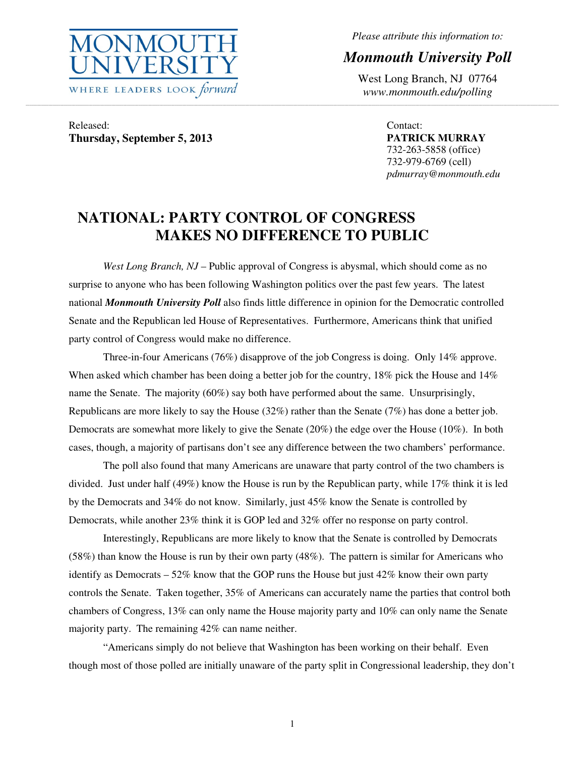MONMOUTH UNIVERSITY
WHERE LEADERS LOOK *forward*

*Please attribute this information to:*

***Monmouth University Poll***

West Long Branch, NJ 07764
*www.monmouth.edu/polling*

Released:
**Thursday, September 5, 2013**

Contact:
**PATRICK MURRAY**
732-263-5858 (office)
732-979-6769 (cell)
*pdmurray@monmouth.edu*

# NATIONAL: PARTY CONTROL OF CONGRESS MAKES NO DIFFERENCE TO PUBLIC

*West Long Branch, NJ* – Public approval of Congress is abysmal, which should come as no surprise to anyone who has been following Washington politics over the past few years. The latest national ***Monmouth University Poll*** also finds little difference in opinion for the Democratic controlled Senate and the Republican led House of Representatives. Furthermore, Americans think that unified party control of Congress would make no difference.

Three-in-four Americans (76%) disapprove of the job Congress is doing. Only 14% approve. When asked which chamber has been doing a better job for the country, 18% pick the House and 14% name the Senate. The majority (60%) say both have performed about the same. Unsurprisingly, Republicans are more likely to say the House (32%) rather than the Senate (7%) has done a better job. Democrats are somewhat more likely to give the Senate (20%) the edge over the House (10%). In both cases, though, a majority of partisans don't see any difference between the two chambers' performance.

The poll also found that many Americans are unaware that party control of the two chambers is divided. Just under half (49%) know the House is run by the Republican party, while 17% think it is led by the Democrats and 34% do not know. Similarly, just 45% know the Senate is controlled by Democrats, while another 23% think it is GOP led and 32% offer no response on party control.

Interestingly, Republicans are more likely to know that the Senate is controlled by Democrats (58%) than know the House is run by their own party (48%). The pattern is similar for Americans who identify as Democrats – 52% know that the GOP runs the House but just 42% know their own party controls the Senate. Taken together, 35% of Americans can accurately name the parties that control both chambers of Congress, 13% can only name the House majority party and 10% can only name the Senate majority party. The remaining 42% can name neither.

"Americans simply do not believe that Washington has been working on their behalf. Even though most of those polled are initially unaware of the party split in Congressional leadership, they don't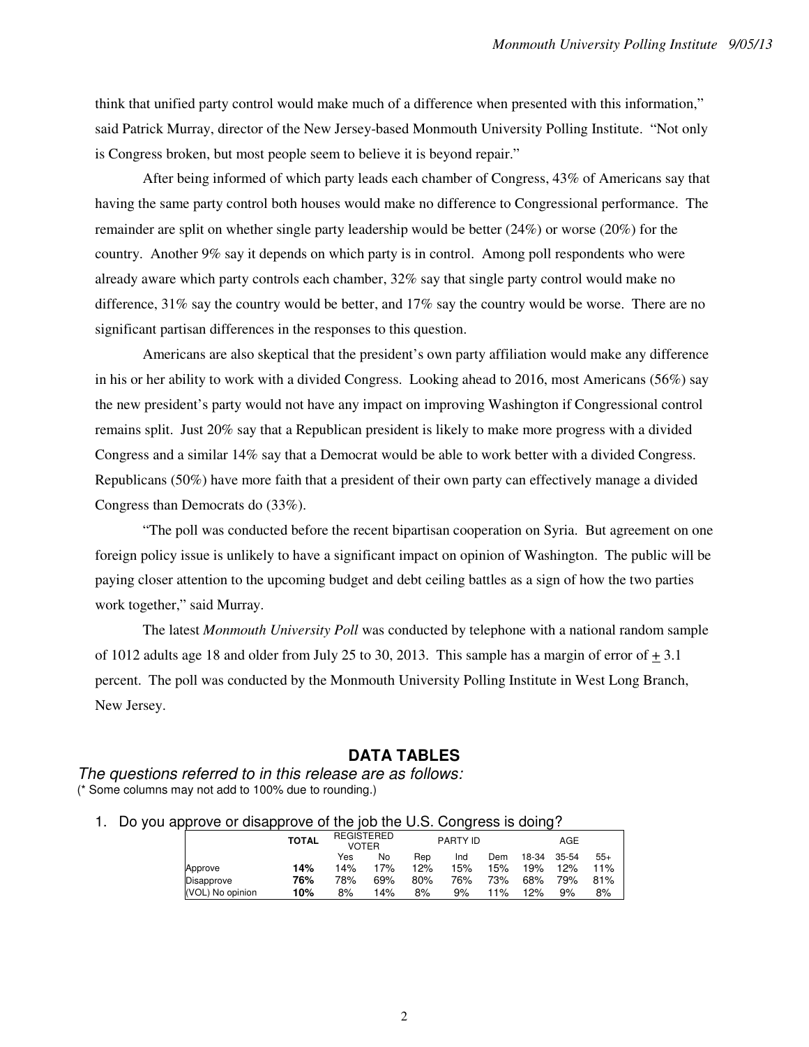think that unified party control would make much of a difference when presented with this information," said Patrick Murray, director of the New Jersey-based Monmouth University Polling Institute. "Not only is Congress broken, but most people seem to believe it is beyond repair."

After being informed of which party leads each chamber of Congress, 43% of Americans say that having the same party control both houses would make no difference to Congressional performance. The remainder are split on whether single party leadership would be better (24%) or worse (20%) for the country. Another 9% say it depends on which party is in control. Among poll respondents who were already aware which party controls each chamber, 32% say that single party control would make no difference, 31% say the country would be better, and 17% say the country would be worse. There are no significant partisan differences in the responses to this question.

Americans are also skeptical that the president's own party affiliation would make any difference in his or her ability to work with a divided Congress. Looking ahead to 2016, most Americans (56%) say the new president's party would not have any impact on improving Washington if Congressional control remains split. Just 20% say that a Republican president is likely to make more progress with a divided Congress and a similar 14% say that a Democrat would be able to work better with a divided Congress. Republicans (50%) have more faith that a president of their own party can effectively manage a divided Congress than Democrats do (33%).

"The poll was conducted before the recent bipartisan cooperation on Syria. But agreement on one foreign policy issue is unlikely to have a significant impact on opinion of Washington. The public will be paying closer attention to the upcoming budget and debt ceiling battles as a sign of how the two parties work together," said Murray.

The latest *Monmouth University Poll* was conducted by telephone with a national random sample of 1012 adults age 18 and older from July 25 to 30, 2013. This sample has a margin of error of ± 3.1 percent. The poll was conducted by the Monmouth University Polling Institute in West Long Branch, New Jersey.

## DATA TABLES

*The questions referred to in this release are as follows:*

(* Some columns may not add to 100% due to rounding.)

1. Do you approve or disapprove of the job the U.S. Congress is doing?

| | TOTAL | REGISTERED VOTER | | PARTY ID | | | AGE | | |
|---|---|---|---|---|---|---|---|---|---|
| | | Yes | No | Rep | Ind | Dem | 18-34 | 35-54 | 55+ |
| Approve | **14%** | 14% | 17% | 12% | 15% | 15% | 19% | 12% | 11% |
| Disapprove | **76%** | 78% | 69% | 80% | 76% | 73% | 68% | 79% | 81% |
| (VOL) No opinion | **10%** | 8% | 14% | 8% | 9% | 11% | 12% | 9% | 8% |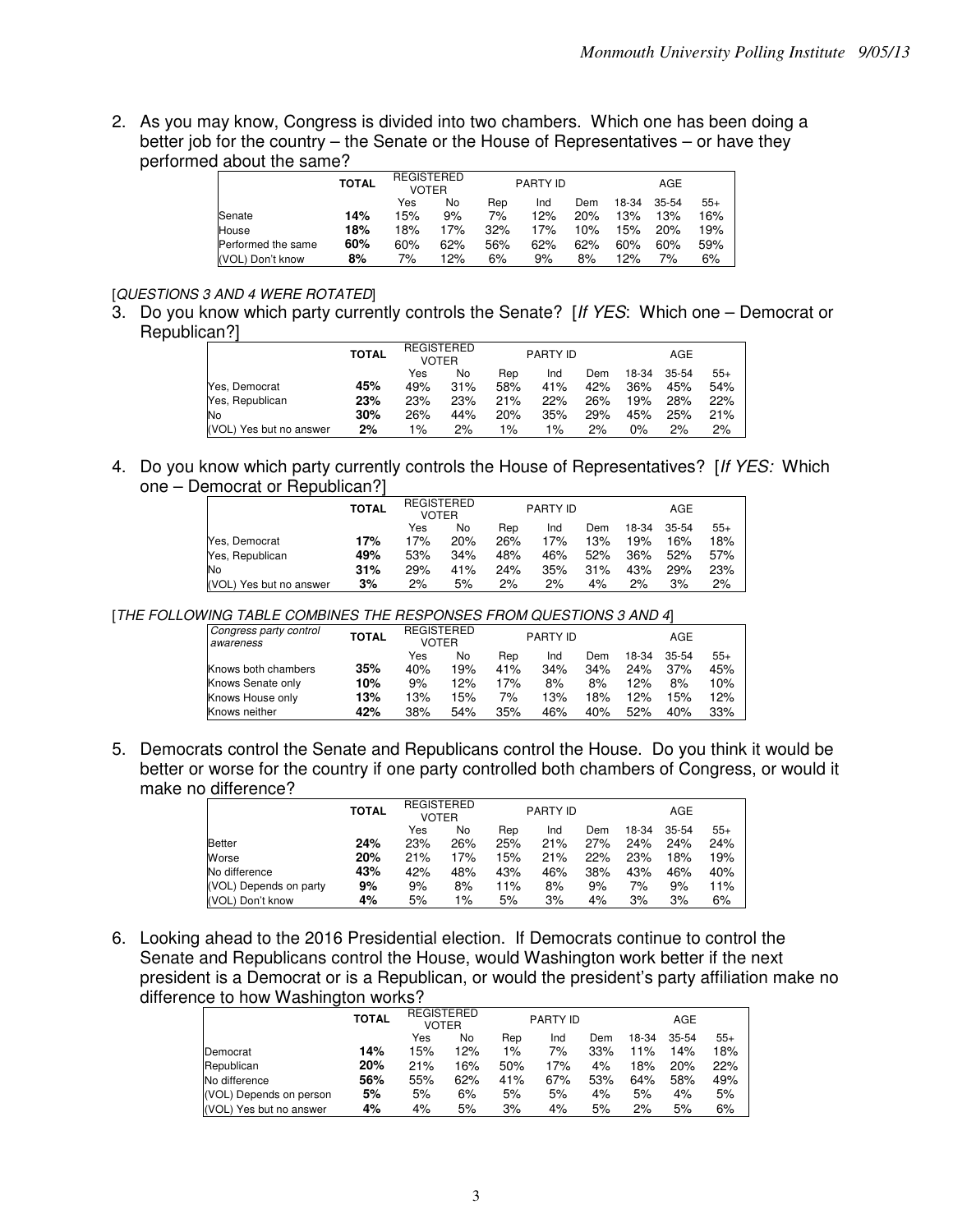2. As you may know, Congress is divided into two chambers. Which one has been doing a better job for the country – the Senate or the House of Representatives – or have they performed about the same?

| | TOTAL | REGISTERED VOTER | | PARTY ID | | | AGE | | |
|---|---|---|---|---|---|---|---|---|---|
| | | Yes | No | Rep | Ind | Dem | 18-34 | 35-54 | 55+ |
| Senate | **14%** | 15% | 9% | 7% | 12% | 20% | 13% | 13% | 16% |
| House | **18%** | 18% | 17% | 32% | 17% | 10% | 15% | 20% | 19% |
| Performed the same | **60%** | 60% | 62% | 56% | 62% | 62% | 60% | 60% | 59% |
| (VOL) Don't know | **8%** | 7% | 12% | 6% | 9% | 8% | 12% | 7% | 6% |

*[QUESTIONS 3 AND 4 WERE ROTATED]*

3. Do you know which party currently controls the Senate? [*If YES*: Which one – Democrat or Republican?]

| | TOTAL | REGISTERED VOTER | | PARTY ID | | | AGE | | |
|---|---|---|---|---|---|---|---|---|---|
| | | Yes | No | Rep | Ind | Dem | 18-34 | 35-54 | 55+ |
| Yes, Democrat | **45%** | 49% | 31% | 58% | 41% | 42% | 36% | 45% | 54% |
| Yes, Republican | **23%** | 23% | 23% | 21% | 22% | 26% | 19% | 28% | 22% |
| No | **30%** | 26% | 44% | 20% | 35% | 29% | 45% | 25% | 21% |
| (VOL) Yes but no answer | **2%** | 1% | 2% | 1% | 1% | 2% | 0% | 2% | 2% |

4. Do you know which party currently controls the House of Representatives? [*If YES:* Which one – Democrat or Republican?]

| | TOTAL | REGISTERED VOTER | | PARTY ID | | | AGE | | |
|---|---|---|---|---|---|---|---|---|---|
| | | Yes | No | Rep | Ind | Dem | 18-34 | 35-54 | 55+ |
| Yes, Democrat | **17%** | 17% | 20% | 26% | 17% | 13% | 19% | 16% | 18% |
| Yes, Republican | **49%** | 53% | 34% | 48% | 46% | 52% | 36% | 52% | 57% |
| No | **31%** | 29% | 41% | 24% | 35% | 31% | 43% | 29% | 23% |
| (VOL) Yes but no answer | **3%** | 2% | 5% | 2% | 2% | 4% | 2% | 3% | 2% |

*[THE FOLLOWING TABLE COMBINES THE RESPONSES FROM QUESTIONS 3 AND 4]*

| *Congress party control awareness* | TOTAL | REGISTERED VOTER | | PARTY ID | | | AGE | | |
|---|---|---|---|---|---|---|---|---|---|
| | | Yes | No | Rep | Ind | Dem | 18-34 | 35-54 | 55+ |
| Knows both chambers | **35%** | 40% | 19% | 41% | 34% | 34% | 24% | 37% | 45% |
| Knows Senate only | **10%** | 9% | 12% | 17% | 8% | 8% | 12% | 8% | 10% |
| Knows House only | **13%** | 13% | 15% | 7% | 13% | 18% | 12% | 15% | 12% |
| Knows neither | **42%** | 38% | 54% | 35% | 46% | 40% | 52% | 40% | 33% |

5. Democrats control the Senate and Republicans control the House. Do you think it would be better or worse for the country if one party controlled both chambers of Congress, or would it make no difference?

| | TOTAL | REGISTERED VOTER | | PARTY ID | | | AGE | | |
|---|---|---|---|---|---|---|---|---|---|
| | | Yes | No | Rep | Ind | Dem | 18-34 | 35-54 | 55+ |
| Better | **24%** | 23% | 26% | 25% | 21% | 27% | 24% | 24% | 24% |
| Worse | **20%** | 21% | 17% | 15% | 21% | 22% | 23% | 18% | 19% |
| No difference | **43%** | 42% | 48% | 43% | 46% | 38% | 43% | 46% | 40% |
| (VOL) Depends on party | **9%** | 9% | 8% | 11% | 8% | 9% | 7% | 9% | 11% |
| (VOL) Don't know | **4%** | 5% | 1% | 5% | 3% | 4% | 3% | 3% | 6% |

6. Looking ahead to the 2016 Presidential election. If Democrats continue to control the Senate and Republicans control the House, would Washington work better if the next president is a Democrat or is a Republican, or would the president's party affiliation make no difference to how Washington works?

| | TOTAL | REGISTERED VOTER | | PARTY ID | | | AGE | | |
|---|---|---|---|---|---|---|---|---|---|
| | | Yes | No | Rep | Ind | Dem | 18-34 | 35-54 | 55+ |
| Democrat | **14%** | 15% | 12% | 1% | 7% | 33% | 11% | 14% | 18% |
| Republican | **20%** | 21% | 16% | 50% | 17% | 4% | 18% | 20% | 22% |
| No difference | **56%** | 55% | 62% | 41% | 67% | 53% | 64% | 58% | 49% |
| (VOL) Depends on person | **5%** | 5% | 6% | 5% | 5% | 4% | 5% | 4% | 5% |
| (VOL) Yes but no answer | **4%** | 4% | 5% | 3% | 4% | 5% | 2% | 5% | 6% |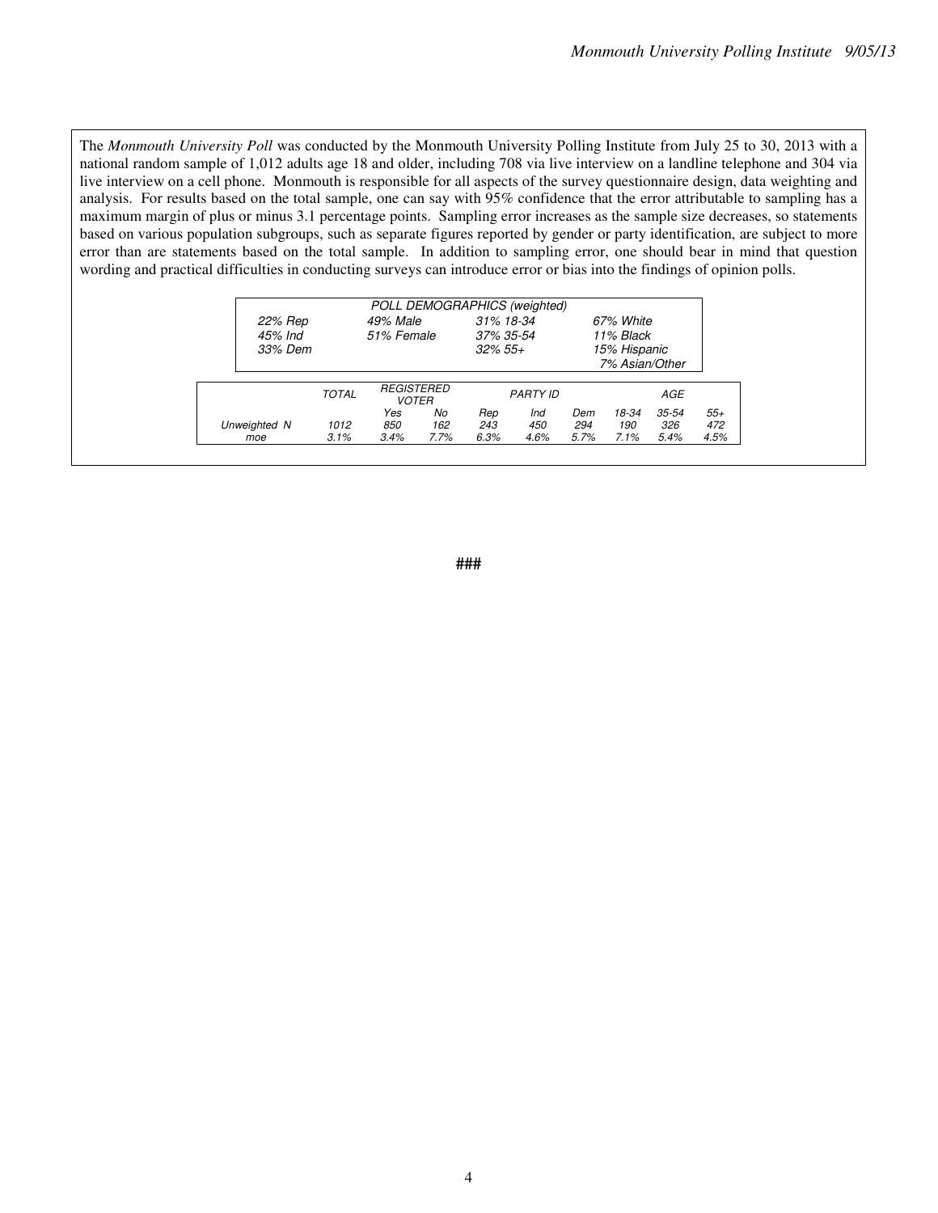The *Monmouth University Poll* was conducted by the Monmouth University Polling Institute from July 25 to 30, 2013 with a national random sample of 1,012 adults age 18 and older, including 708 via live interview on a landline telephone and 304 via live interview on a cell phone. Monmouth is responsible for all aspects of the survey questionnaire design, data weighting and analysis. For results based on the total sample, one can say with 95% confidence that the error attributable to sampling has a maximum margin of plus or minus 3.1 percentage points. Sampling error increases as the sample size decreases, so statements based on various population subgroups, such as separate figures reported by gender or party identification, are subject to more error than are statements based on the total sample. In addition to sampling error, one should bear in mind that question wording and practical difficulties in conducting surveys can introduce error or bias into the findings of opinion polls.

| POLL DEMOGRAPHICS (weighted) | | | |
|---|---|---|---|
| 22% Rep | 49% Male | 31% 18-34 | 67% White |
| 45% Ind | 51% Female | 37% 35-54 | 11% Black |
| 33% Dem | | 32% 55+ | 15% Hispanic |
| | | | 7% Asian/Other |

| | TOTAL | REGISTERED VOTER | | PARTY ID | | | AGE | | |
|---|---|---|---|---|---|---|---|---|---|
| | | Yes | No | Rep | Ind | Dem | 18-34 | 35-54 | 55+ |
| Unweighted N | 1012 | 850 | 162 | 243 | 450 | 294 | 190 | 326 | 472 |
| moe | 3.1% | 3.4% | 7.7% | 6.3% | 4.6% | 5.7% | 7.1% | 5.4% | 4.5% |

###